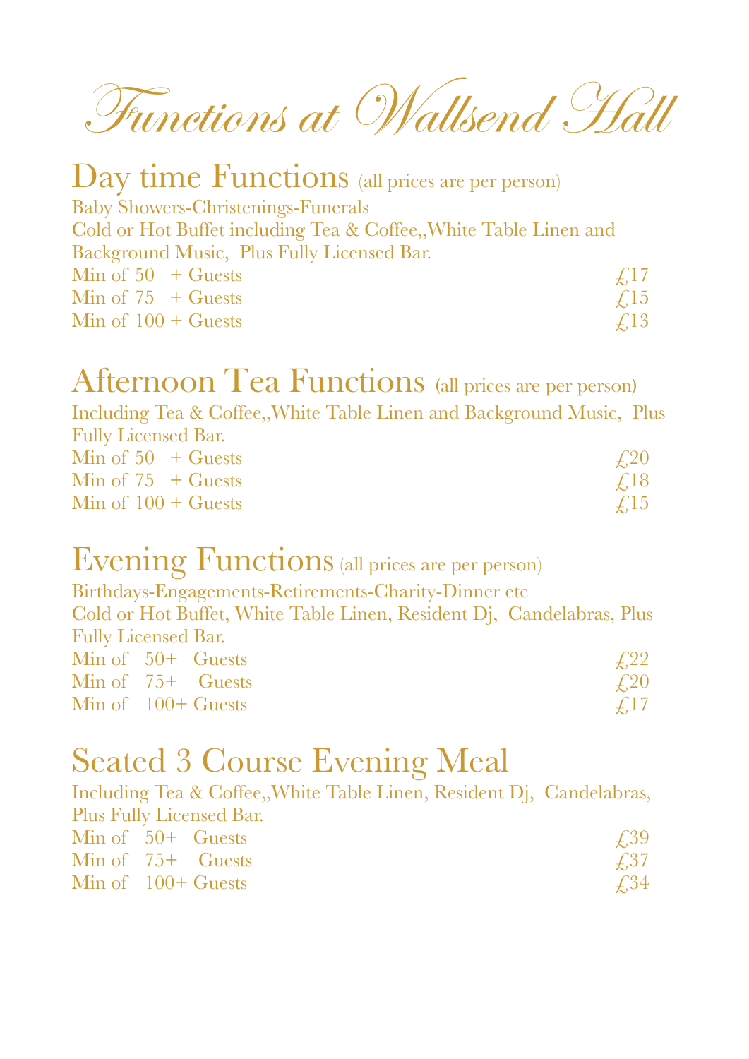# Functions at Wallsend Hall

## Day time Functions (all prices are per person)

Baby Showers-Christenings-Funerals
Cold or Hot Buffet including Tea & Coffee,,White Table Linen and Background Music, Plus Fully Licensed Bar.

| | |
|---|---|
| Min of 50 + Guests | £17 |
| Min of 75 + Guests | £15 |
| Min of 100 + Guests | £13 |

## Afternoon Tea Functions (all prices are per person)

Including Tea & Coffee,,White Table Linen and Background Music, Plus Fully Licensed Bar.

| | |
|---|---|
| Min of 50 + Guests | £20 |
| Min of 75 + Guests | £18 |
| Min of 100 + Guests | £15 |

## Evening Functions (all prices are per person)

Birthdays-Engagements-Retirements-Charity-Dinner etc
Cold or Hot Buffet, White Table Linen, Resident Dj, Candelabras, Plus Fully Licensed Bar.

| | |
|---|---|
| Min of 50+ Guests | £22 |
| Min of 75+ Guests | £20 |
| Min of 100+ Guests | £17 |

## Seated 3 Course Evening Meal

Including Tea & Coffee,,White Table Linen, Resident Dj, Candelabras, Plus Fully Licensed Bar.

| | |
|---|---|
| Min of 50+ Guests | £39 |
| Min of 75+ Guests | £37 |
| Min of 100+ Guests | £34 |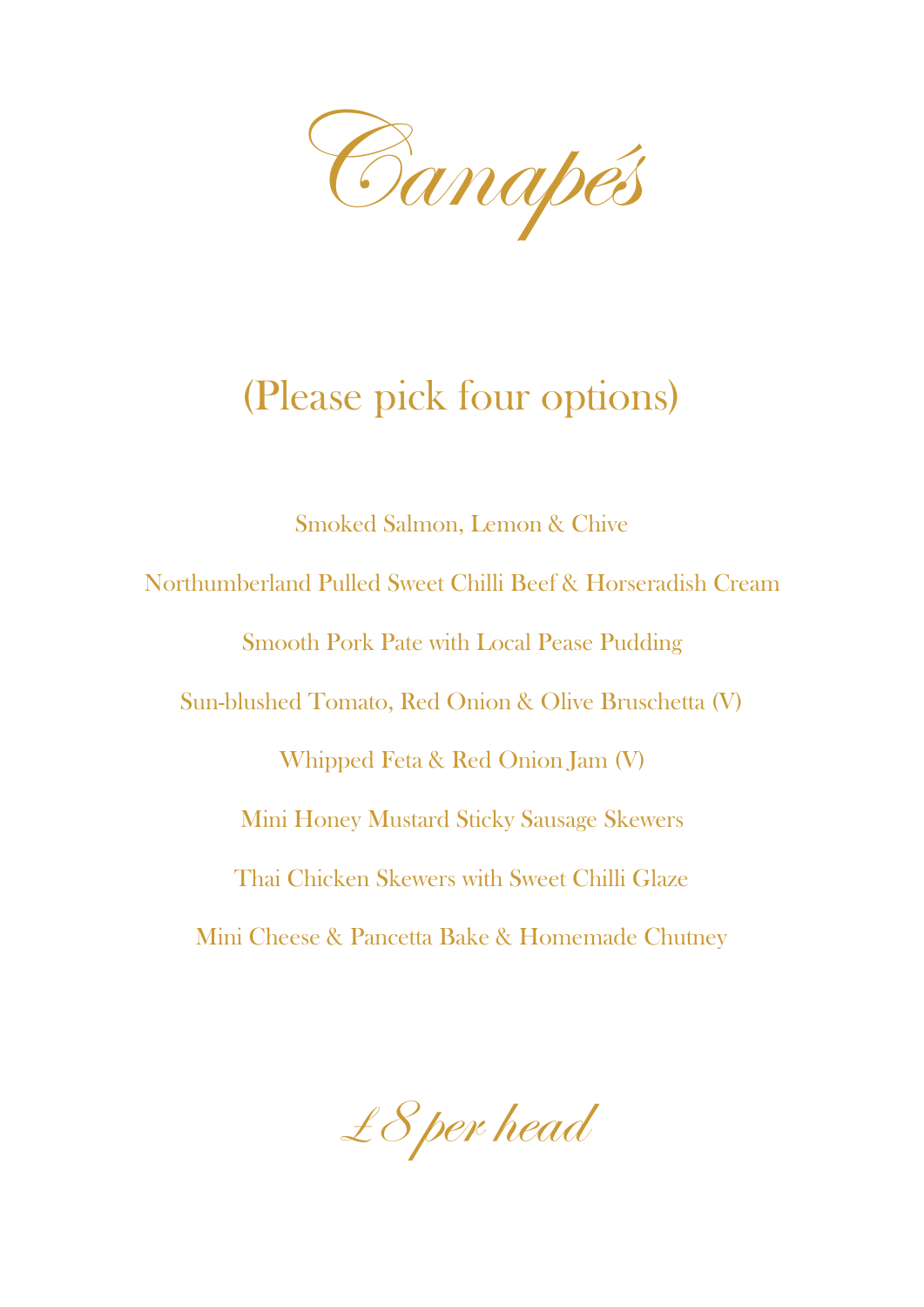# Canapés

## (Please pick four options)

Smoked Salmon, Lemon & Chive

Northumberland Pulled Sweet Chilli Beef & Horseradish Cream

Smooth Pork Pate with Local Pease Pudding

Sun-blushed Tomato, Red Onion & Olive Bruschetta (V)

Whipped Feta & Red Onion Jam (V)

Mini Honey Mustard Sticky Sausage Skewers

Thai Chicken Skewers with Sweet Chilli Glaze

Mini Cheese & Pancetta Bake & Homemade Chutney

*£8 per head*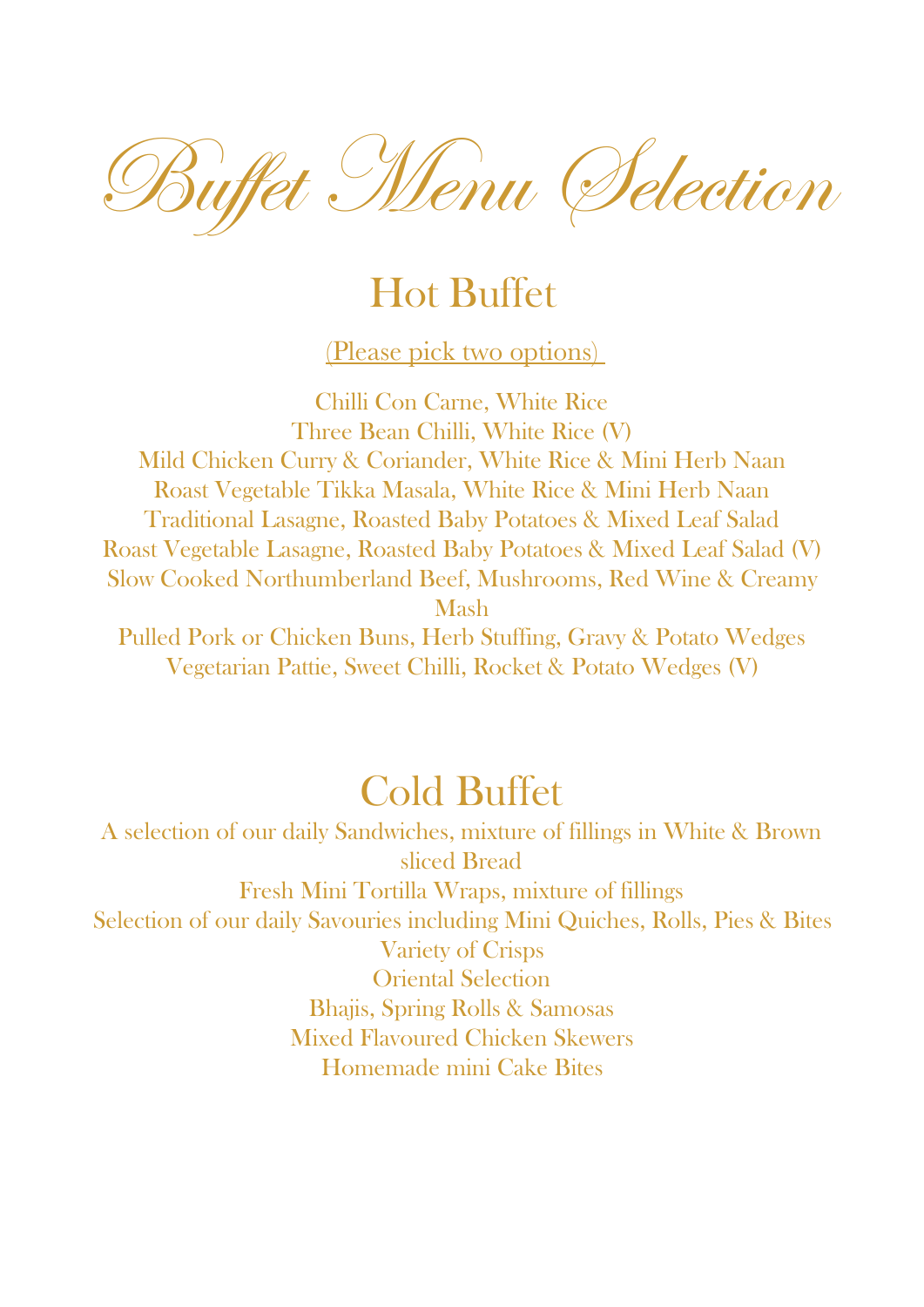# Buffet Menu Selection

## Hot Buffet

(Please pick two options)

Chilli Con Carne, White Rice
Three Bean Chilli, White Rice (V)
Mild Chicken Curry & Coriander, White Rice & Mini Herb Naan
Roast Vegetable Tikka Masala, White Rice & Mini Herb Naan
Traditional Lasagne, Roasted Baby Potatoes & Mixed Leaf Salad
Roast Vegetable Lasagne, Roasted Baby Potatoes & Mixed Leaf Salad (V)
Slow Cooked Northumberland Beef, Mushrooms, Red Wine & Creamy Mash
Pulled Pork or Chicken Buns, Herb Stuffing, Gravy & Potato Wedges
Vegetarian Pattie, Sweet Chilli, Rocket & Potato Wedges (V)

## Cold Buffet

A selection of our daily Sandwiches, mixture of fillings in White & Brown sliced Bread
Fresh Mini Tortilla Wraps, mixture of fillings
Selection of our daily Savouries including Mini Quiches, Rolls, Pies & Bites
Variety of Crisps
Oriental Selection
Bhajis, Spring Rolls & Samosas
Mixed Flavoured Chicken Skewers
Homemade mini Cake Bites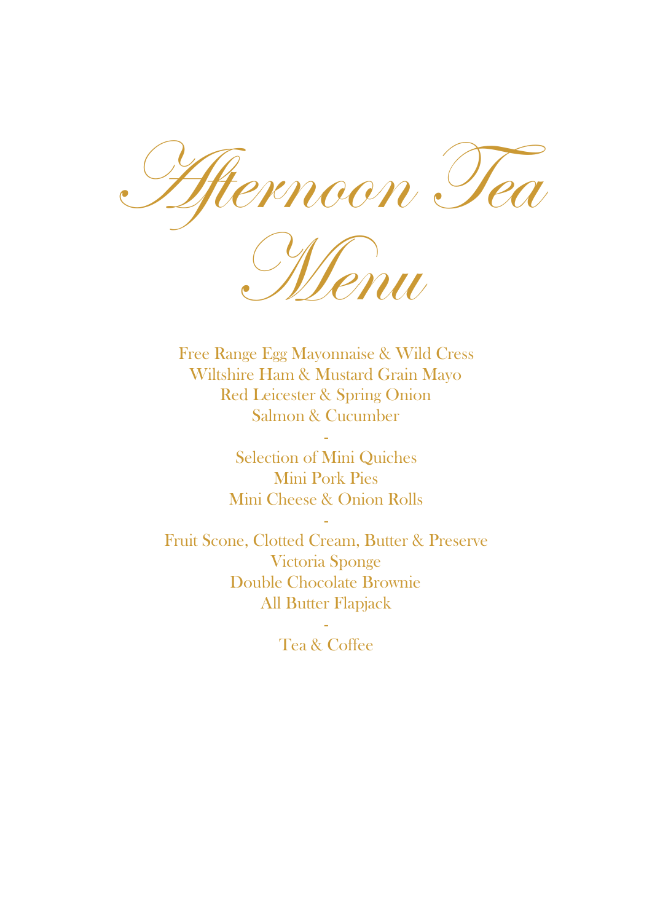# Afternoon Tea Menu

Free Range Egg Mayonnaise & Wild Cress
Wiltshire Ham & Mustard Grain Mayo
Red Leicester & Spring Onion
Salmon & Cucumber

-

Selection of Mini Quiches
Mini Pork Pies
Mini Cheese & Onion Rolls

-

Fruit Scone, Clotted Cream, Butter & Preserve
Victoria Sponge
Double Chocolate Brownie
All Butter Flapjack

-

Tea & Coffee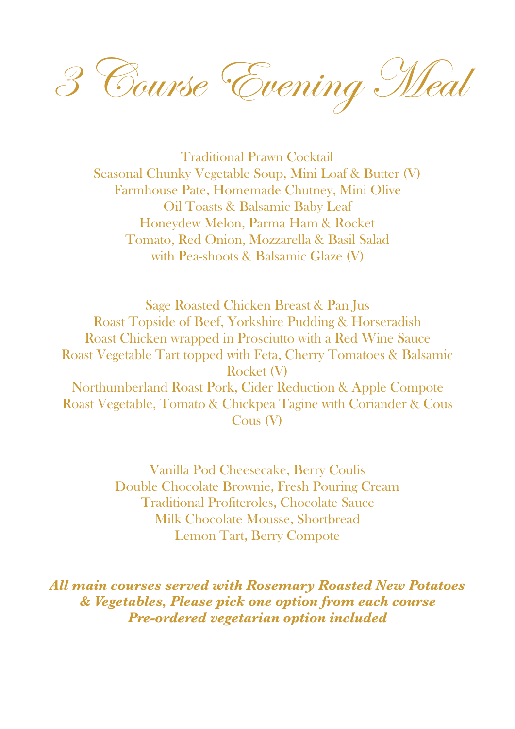# 3 Course Evening Meal

Traditional Prawn Cocktail
Seasonal Chunky Vegetable Soup, Mini Loaf & Butter (V)
Farmhouse Pate, Homemade Chutney, Mini Olive Oil Toasts & Balsamic Baby Leaf
Honeydew Melon, Parma Ham & Rocket
Tomato, Red Onion, Mozzarella & Basil Salad with Pea-shoots & Balsamic Glaze (V)

Sage Roasted Chicken Breast & Pan Jus
Roast Topside of Beef, Yorkshire Pudding & Horseradish
Roast Chicken wrapped in Prosciutto with a Red Wine Sauce
Roast Vegetable Tart topped with Feta, Cherry Tomatoes & Balsamic Rocket (V)
Northumberland Roast Pork, Cider Reduction & Apple Compote
Roast Vegetable, Tomato & Chickpea Tagine with Coriander & Cous Cous (V)

Vanilla Pod Cheesecake, Berry Coulis
Double Chocolate Brownie, Fresh Pouring Cream
Traditional Profiteroles, Chocolate Sauce
Milk Chocolate Mousse, Shortbread
Lemon Tart, Berry Compote

***All main courses served with Rosemary Roasted New Potatoes & Vegetables, Please pick one option from each course***
***Pre-ordered vegetarian option included***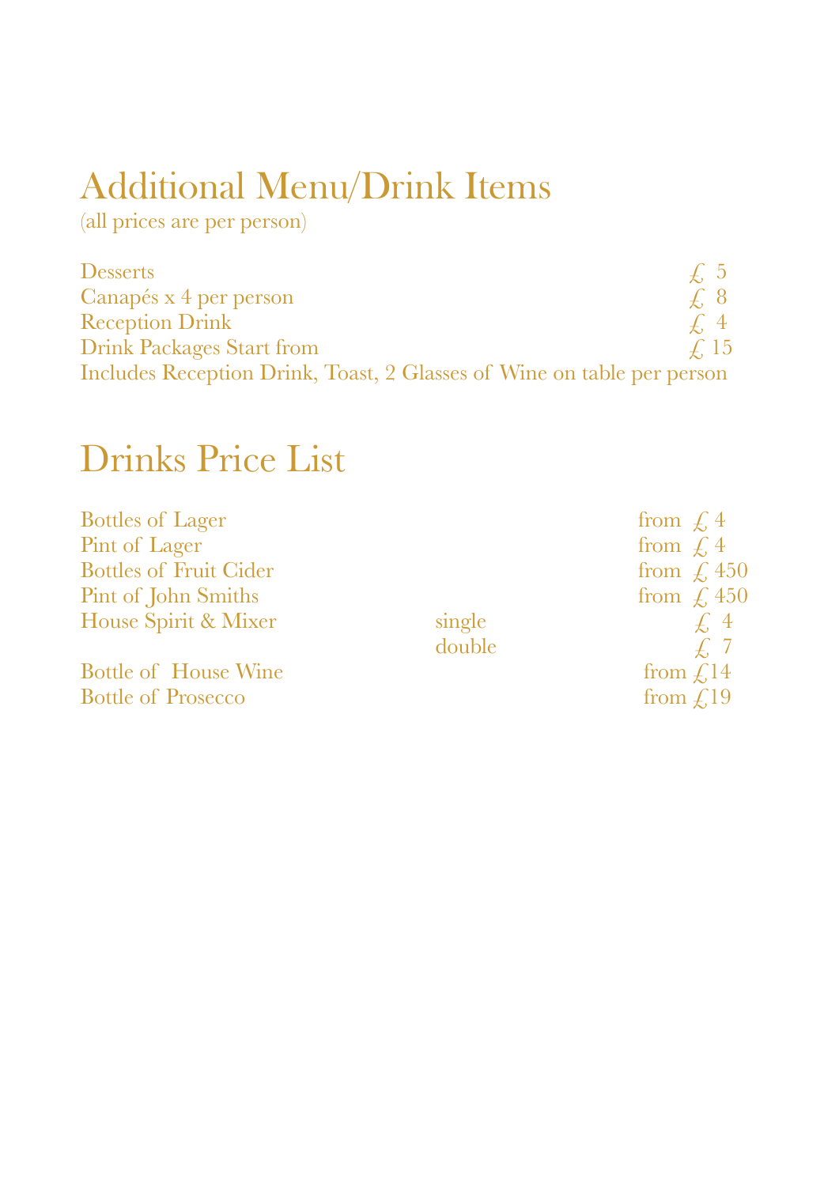# Additional Menu/Drink Items

(all prices are per person)

| | |
|---|---|
| Desserts | £ 5 |
| Canapés x 4 per person | £ 8 |
| Reception Drink | £ 4 |
| Drink Packages Start from | £ 15 |

Includes Reception Drink, Toast, 2 Glasses of Wine on table per person

# Drinks Price List

| | | |
|---|---|---|
| Bottles of Lager | | from £ 4 |
| Pint of Lager | | from £ 4 |
| Bottles of Fruit Cider | | from £ 450 |
| Pint of John Smiths | | from £ 450 |
| House Spirit & Mixer | single | £ 4 |
| | double | £ 7 |
| Bottle of House Wine | | from £14 |
| Bottle of Prosecco | | from £19 |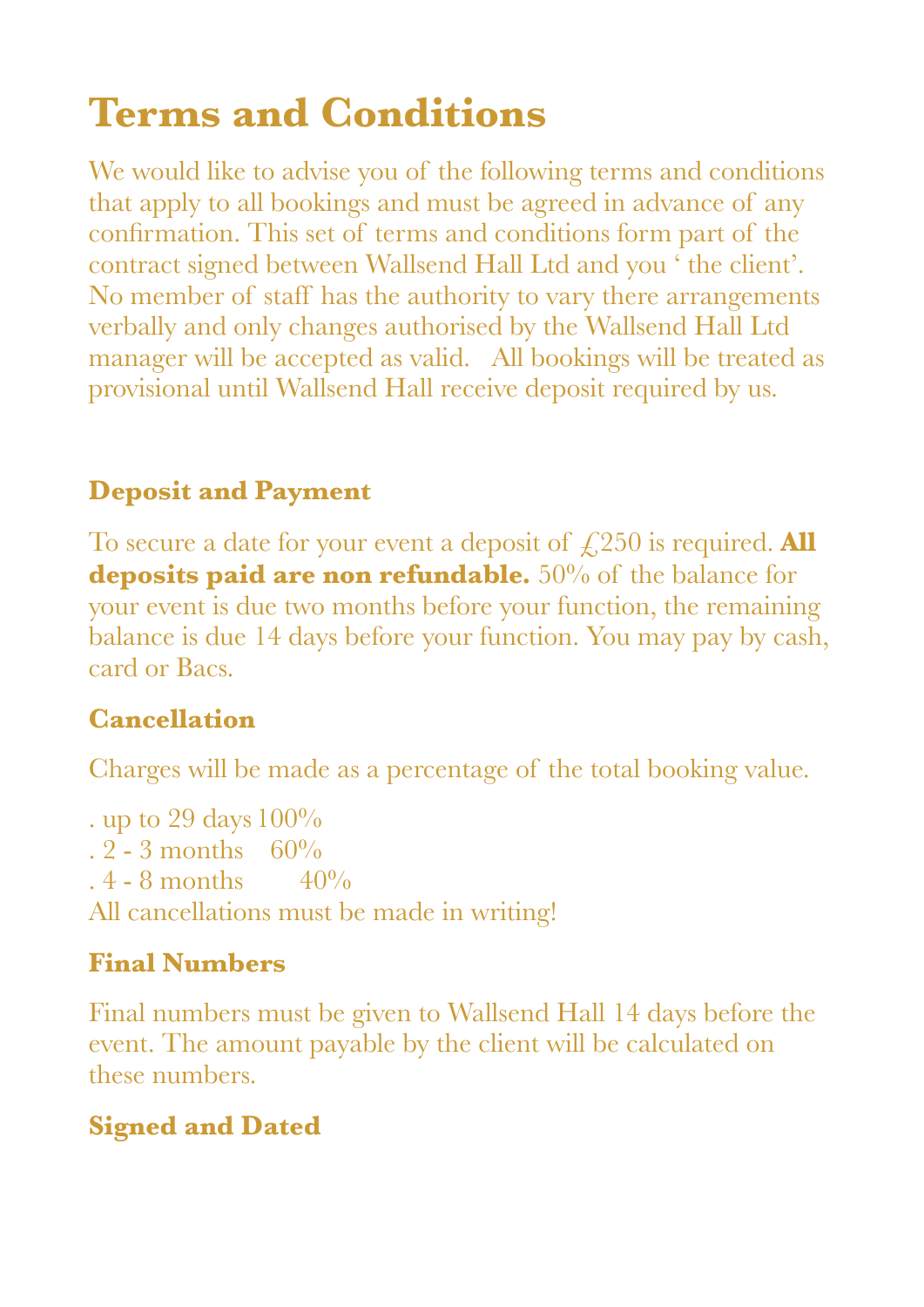# Terms and Conditions

We would like to advise you of the following terms and conditions that apply to all bookings and must be agreed in advance of any confirmation. This set of terms and conditions form part of the contract signed between Wallsend Hall Ltd and you ' the client'. No member of staff has the authority to vary there arrangements verbally and only changes authorised by the Wallsend Hall Ltd manager will be accepted as valid. All bookings will be treated as provisional until Wallsend Hall receive deposit required by us.

### Deposit and Payment

To secure a date for your event a deposit of £250 is required. **All deposits paid are non refundable.** 50% of the balance for your event is due two months before your function, the remaining balance is due 14 days before your function. You may pay by cash, card or Bacs.

### Cancellation

Charges will be made as a percentage of the total booking value.

. up to 29 days 100%
. 2 - 3 months 60%
. 4 - 8 months 40%
All cancellations must be made in writing!

### Final Numbers

Final numbers must be given to Wallsend Hall 14 days before the event. The amount payable by the client will be calculated on these numbers.

### Signed and Dated